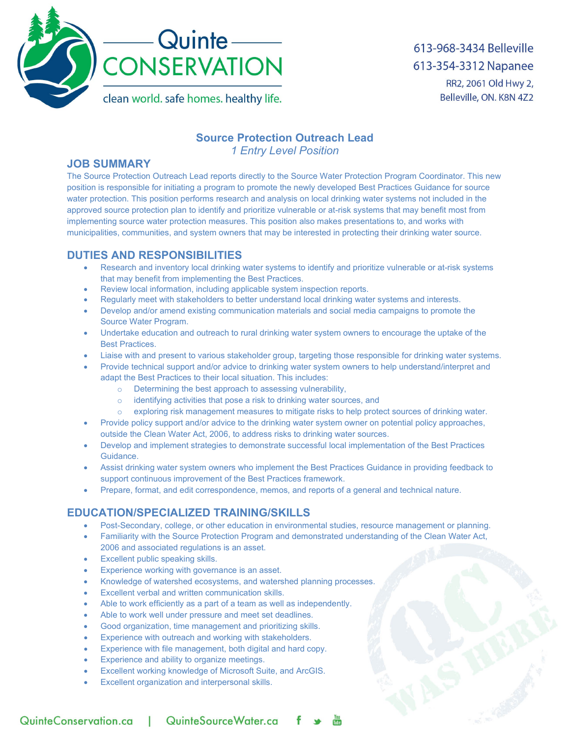# Quinte CONSERVATION

clean world. safe homes. healthy life.

613-968-3434 Belleville
613-354-3312 Napanee
RR2, 2061 Old Hwy 2,
Belleville, ON. K8N 4Z2

## Source Protection Outreach Lead

*1 Entry Level Position*

### JOB SUMMARY

The Source Protection Outreach Lead reports directly to the Source Water Protection Program Coordinator. This new position is responsible for initiating a program to promote the newly developed Best Practices Guidance for source water protection. This position performs research and analysis on local drinking water systems not included in the approved source protection plan to identify and prioritize vulnerable or at-risk systems that may benefit most from implementing source water protection measures. This position also makes presentations to, and works with municipalities, communities, and system owners that may be interested in protecting their drinking water source.

### DUTIES AND RESPONSIBILITIES

- Research and inventory local drinking water systems to identify and prioritize vulnerable or at-risk systems that may benefit from implementing the Best Practices.
- Review local information, including applicable system inspection reports.
- Regularly meet with stakeholders to better understand local drinking water systems and interests.
- Develop and/or amend existing communication materials and social media campaigns to promote the Source Water Program.
- Undertake education and outreach to rural drinking water system owners to encourage the uptake of the Best Practices.
- Liaise with and present to various stakeholder group, targeting those responsible for drinking water systems.
- Provide technical support and/or advice to drinking water system owners to help understand/interpret and adapt the Best Practices to their local situation. This includes:
  - Determining the best approach to assessing vulnerability,
  - identifying activities that pose a risk to drinking water sources, and
  - exploring risk management measures to mitigate risks to help protect sources of drinking water.
- Provide policy support and/or advice to the drinking water system owner on potential policy approaches, outside the Clean Water Act, 2006, to address risks to drinking water sources.
- Develop and implement strategies to demonstrate successful local implementation of the Best Practices Guidance.
- Assist drinking water system owners who implement the Best Practices Guidance in providing feedback to support continuous improvement of the Best Practices framework.
- Prepare, format, and edit correspondence, memos, and reports of a general and technical nature.

### EDUCATION/SPECIALIZED TRAINING/SKILLS

- Post-Secondary, college, or other education in environmental studies, resource management or planning.
- Familiarity with the Source Protection Program and demonstrated understanding of the Clean Water Act, 2006 and associated regulations is an asset.
- Excellent public speaking skills.
- Experience working with governance is an asset.
- Knowledge of watershed ecosystems, and watershed planning processes.
- Excellent verbal and written communication skills.
- Able to work efficiently as a part of a team as well as independently.
- Able to work well under pressure and meet set deadlines.
- Good organization, time management and prioritizing skills.
- Experience with outreach and working with stakeholders.
- Experience with file management, both digital and hard copy.
- Experience and ability to organize meetings.
- Excellent working knowledge of Microsoft Suite, and ArcGIS.
- Excellent organization and interpersonal skills.

QuinteConservation.ca | QuinteSourceWater.ca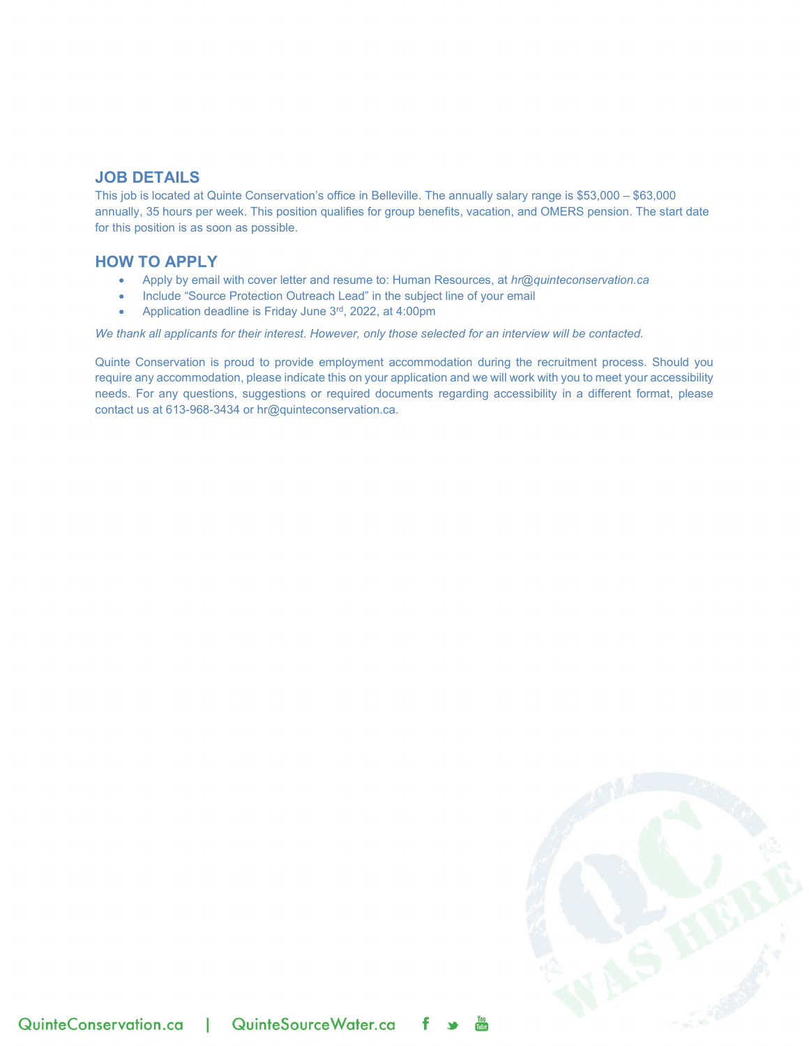## JOB DETAILS

This job is located at Quinte Conservation's office in Belleville. The annually salary range is $53,000 – $63,000 annually, 35 hours per week. This position qualifies for group benefits, vacation, and OMERS pension. The start date for this position is as soon as possible.

## HOW TO APPLY

- Apply by email with cover letter and resume to: Human Resources, at *hr@quinteconservation.ca*
- Include "Source Protection Outreach Lead" in the subject line of your email
- Application deadline is Friday June 3rd, 2022, at 4:00pm

*We thank all applicants for their interest. However, only those selected for an interview will be contacted.*

Quinte Conservation is proud to provide employment accommodation during the recruitment process. Should you require any accommodation, please indicate this on your application and we will work with you to meet your accessibility needs. For any questions, suggestions or required documents regarding accessibility in a different format, please contact us at 613-968-3434 or hr@quinteconservation.ca.

QuinteConservation.ca | QuinteSourceWater.ca